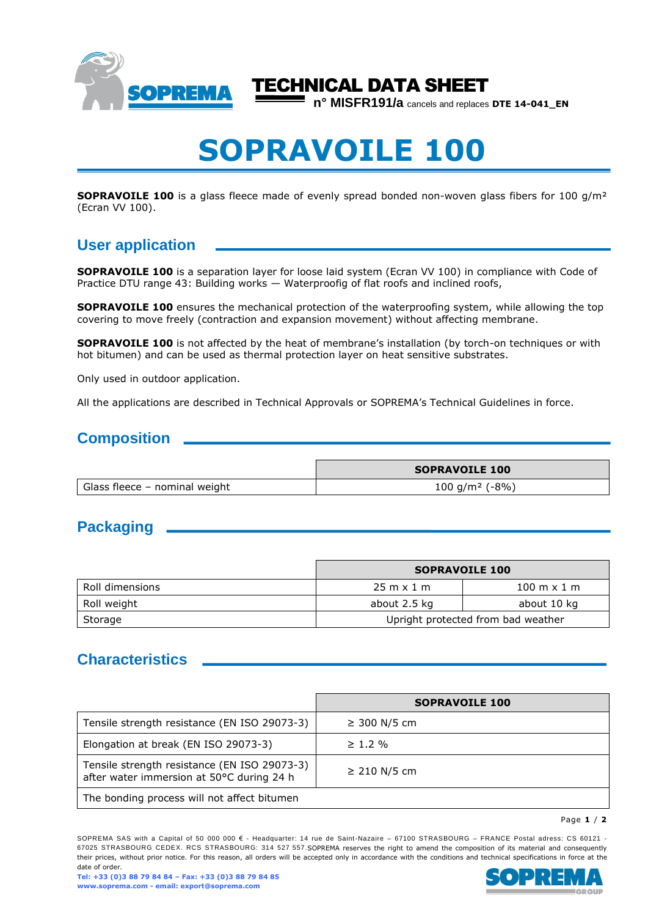TECHNICAL DATA SHEET

n° MISFR191/a cancels and replaces **DTE 14-041_EN**

# SOPRAVOILE 100

**SOPRAVOILE 100** is a glass fleece made of evenly spread bonded non-woven glass fibers for 100 g/m² (Ecran VV 100).

## User application

**SOPRAVOILE 100** is a separation layer for loose laid system (Ecran VV 100) in compliance with Code of Practice DTU range 43: Building works — Waterproofig of flat roofs and inclined roofs,

**SOPRAVOILE 100** ensures the mechanical protection of the waterproofing system, while allowing the top covering to move freely (contraction and expansion movement) without affecting membrane.

**SOPRAVOILE 100** is not affected by the heat of membrane's installation (by torch-on techniques or with hot bitumen) and can be used as thermal protection layer on heat sensitive substrates.

Only used in outdoor application.

All the applications are described in Technical Approvals or SOPREMA's Technical Guidelines in force.

## Composition

| | SOPRAVOILE 100 |
|---|---|
| Glass fleece – nominal weight | 100 g/m² (-8%) |

## Packaging

| | SOPRAVOILE 100 | |
|---|---|---|
| Roll dimensions | 25 m x 1 m | 100 m x 1 m |
| Roll weight | about 2.5 kg | about 10 kg |
| Storage | Upright protected from bad weather | |

## Characteristics

| | SOPRAVOILE 100 |
|---|---|
| Tensile strength resistance (EN ISO 29073-3) | ≥ 300 N/5 cm |
| Elongation at break (EN ISO 29073-3) | ≥ 1.2 % |
| Tensile strength resistance (EN ISO 29073-3) after water immersion at 50°C during 24 h | ≥ 210 N/5 cm |
| The bonding process will not affect bitumen | |

SOPREMA SAS with a Capital of 50 000 000 € - Headquarter: 14 rue de Saint-Nazaire – 67100 STRASBOURG – FRANCE Postal adress: CS 60121 - 67025 STRASBOURG CEDEX. RCS STRASBOURG: 314 527 557.SOPREMA reserves the right to amend the composition of its material and consequently their prices, without prior notice. For this reason, all orders will be accepted only in accordance with the conditions and technical specifications in force at the date of order.

**Tel: +33 (0)3 88 79 84 84 – Fax: +33 (0)3 88 79 84 85**
**www.soprema.com - email: export@soprema.com**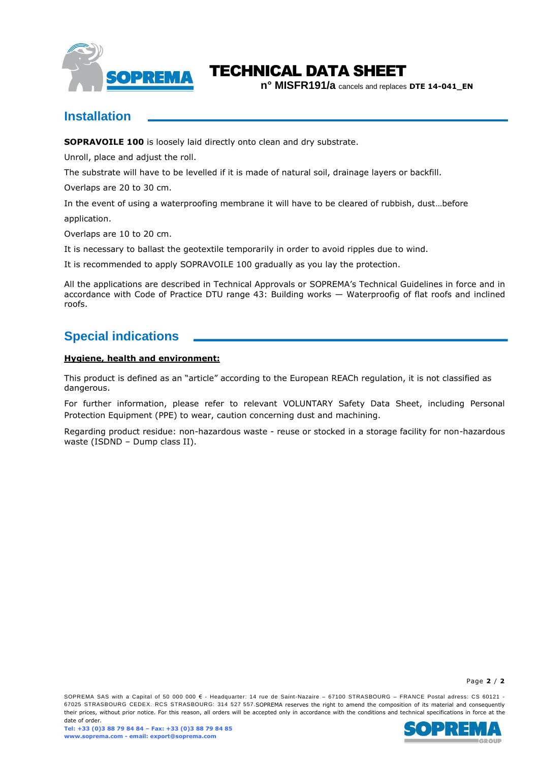## Installation

**SOPRAVOILE 100** is loosely laid directly onto clean and dry substrate.

Unroll, place and adjust the roll.

The substrate will have to be levelled if it is made of natural soil, drainage layers or backfill.

Overlaps are 20 to 30 cm.

In the event of using a waterproofing membrane it will have to be cleared of rubbish, dust…before application.

Overlaps are 10 to 20 cm.

It is necessary to ballast the geotextile temporarily in order to avoid ripples due to wind.

It is recommended to apply SOPRAVOILE 100 gradually as you lay the protection.

All the applications are described in Technical Approvals or SOPREMA's Technical Guidelines in force and in accordance with Code of Practice DTU range 43: Building works — Waterproofig of flat roofs and inclined roofs.

## Special indications

**Hygiene, health and environment:**

This product is defined as an "article" according to the European REACh regulation, it is not classified as dangerous.

For further information, please refer to relevant VOLUNTARY Safety Data Sheet, including Personal Protection Equipment (PPE) to wear, caution concerning dust and machining.

Regarding product residue: non-hazardous waste - reuse or stocked in a storage facility for non-hazardous waste (ISDND – Dump class II).